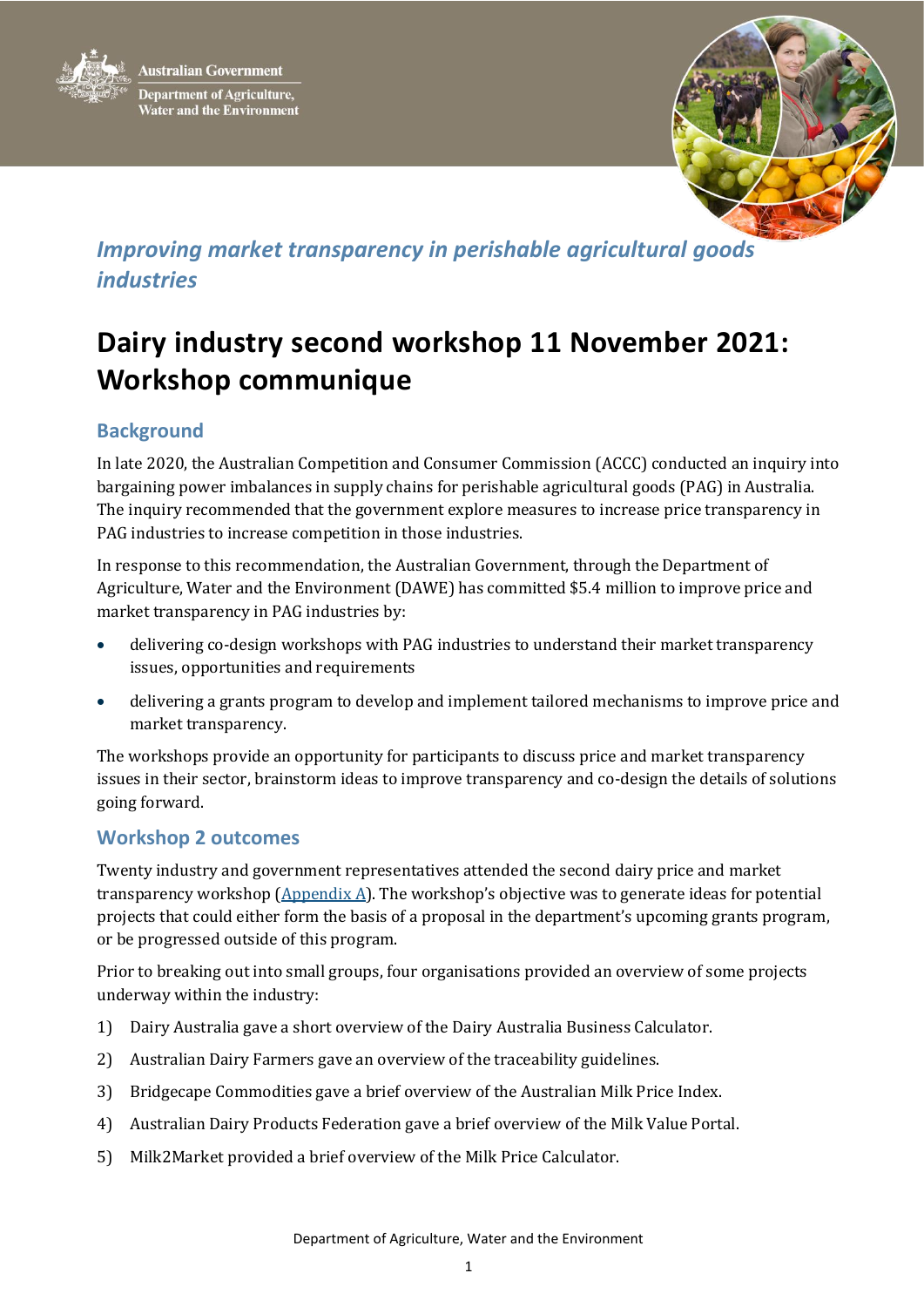Australian Government

Department of Agriculture, Water and the Environment

*Improving market transparency in perishable agricultural goods industries*

# Dairy industry second workshop 11 November 2021: Workshop communique

## Background

In late 2020, the Australian Competition and Consumer Commission (ACCC) conducted an inquiry into bargaining power imbalances in supply chains for perishable agricultural goods (PAG) in Australia. The inquiry recommended that the government explore measures to increase price transparency in PAG industries to increase competition in those industries.

In response to this recommendation, the Australian Government, through the Department of Agriculture, Water and the Environment (DAWE) has committed $5.4 million to improve price and market transparency in PAG industries by:

- delivering co-design workshops with PAG industries to understand their market transparency issues, opportunities and requirements
- delivering a grants program to develop and implement tailored mechanisms to improve price and market transparency.

The workshops provide an opportunity for participants to discuss price and market transparency issues in their sector, brainstorm ideas to improve transparency and co-design the details of solutions going forward.

## Workshop 2 outcomes

Twenty industry and government representatives attended the second dairy price and market transparency workshop (Appendix A). The workshop's objective was to generate ideas for potential projects that could either form the basis of a proposal in the department's upcoming grants program, or be progressed outside of this program.

Prior to breaking out into small groups, four organisations provided an overview of some projects underway within the industry:

1) Dairy Australia gave a short overview of the Dairy Australia Business Calculator.
2) Australian Dairy Farmers gave an overview of the traceability guidelines.
3) Bridgecape Commodities gave a brief overview of the Australian Milk Price Index.
4) Australian Dairy Products Federation gave a brief overview of the Milk Value Portal.
5) Milk2Market provided a brief overview of the Milk Price Calculator.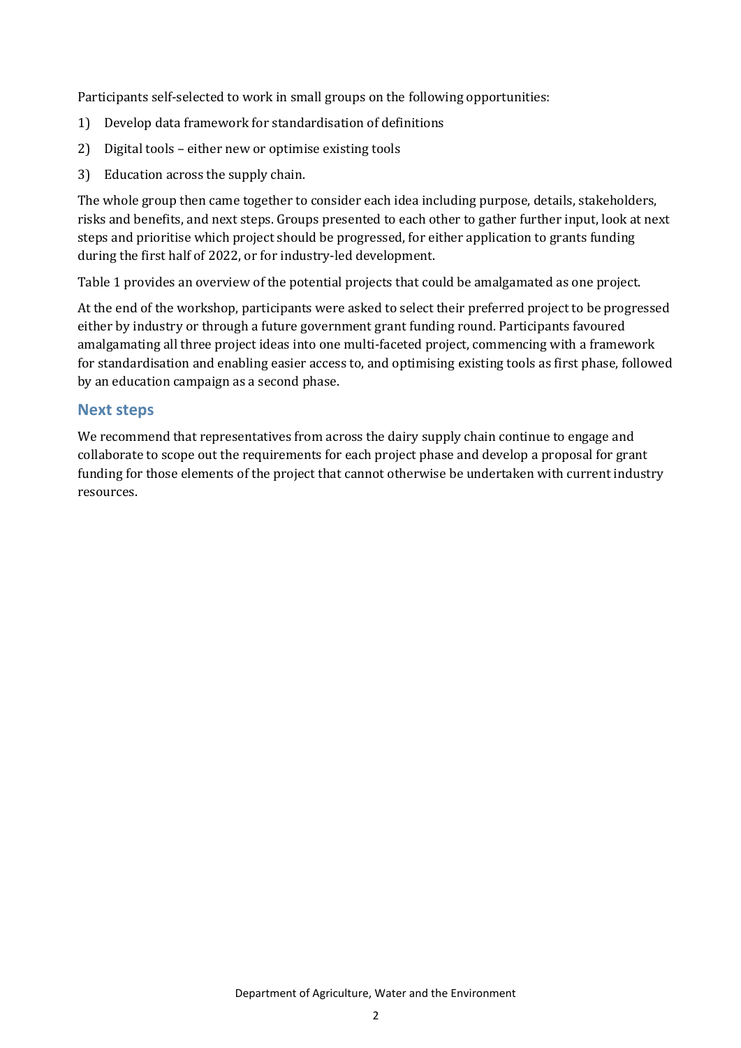Participants self-selected to work in small groups on the following opportunities:

1) Develop data framework for standardisation of definitions
2) Digital tools – either new or optimise existing tools
3) Education across the supply chain.

The whole group then came together to consider each idea including purpose, details, stakeholders, risks and benefits, and next steps. Groups presented to each other to gather further input, look at next steps and prioritise which project should be progressed, for either application to grants funding during the first half of 2022, or for industry-led development.

Table 1 provides an overview of the potential projects that could be amalgamated as one project.

At the end of the workshop, participants were asked to select their preferred project to be progressed either by industry or through a future government grant funding round. Participants favoured amalgamating all three project ideas into one multi-faceted project, commencing with a framework for standardisation and enabling easier access to, and optimising existing tools as first phase, followed by an education campaign as a second phase.

## Next steps

We recommend that representatives from across the dairy supply chain continue to engage and collaborate to scope out the requirements for each project phase and develop a proposal for grant funding for those elements of the project that cannot otherwise be undertaken with current industry resources.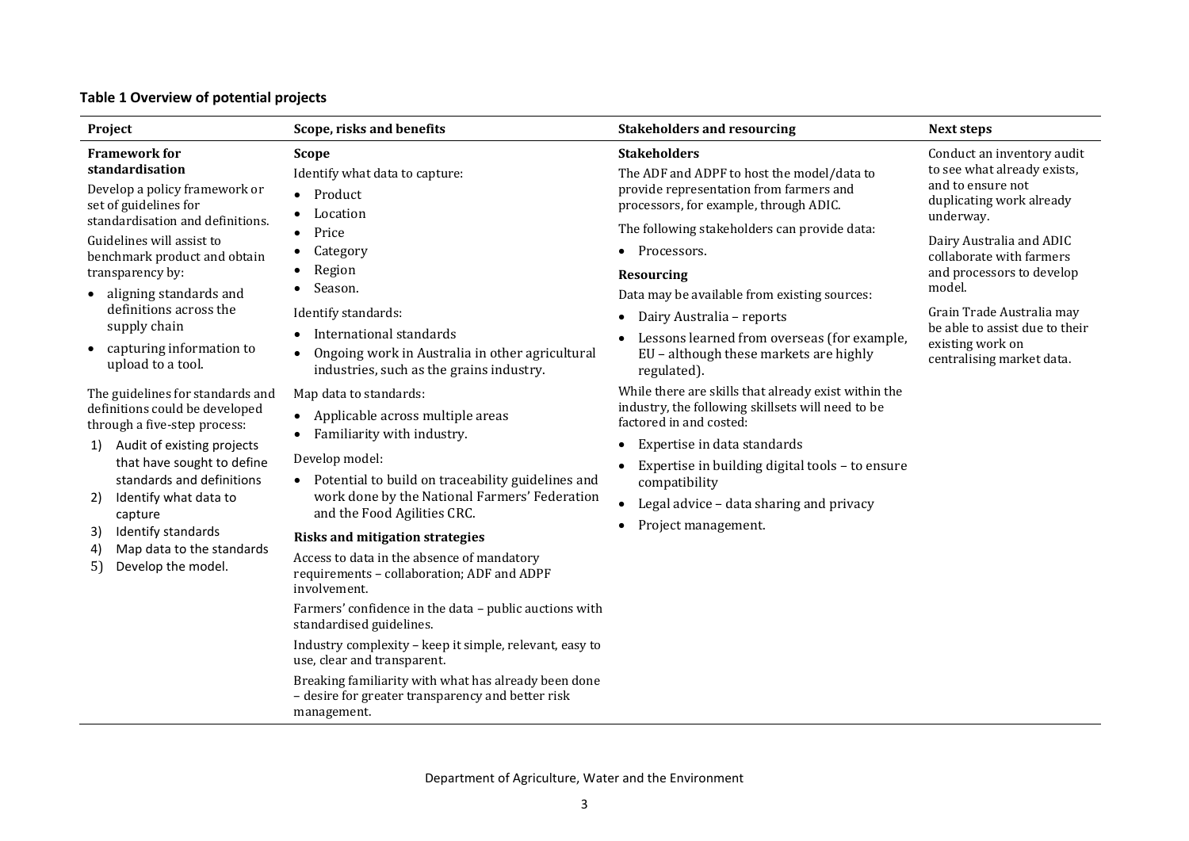**Table 1 Overview of potential projects**

| Project | Scope, risks and benefits | Stakeholders and resourcing | Next steps |
| --- | --- | --- | --- |
| **Framework for standardisation**<br><br>Develop a policy framework or set of guidelines for standardisation and definitions.<br><br>Guidelines will assist to benchmark product and obtain transparency by:<br>• aligning standards and definitions across the supply chain<br>• capturing information to upload to a tool.<br><br>The guidelines for standards and definitions could be developed through a five-step process:<br>1) Audit of existing projects that have sought to define standards and definitions<br>2) Identify what data to capture<br>3) Identify standards<br>4) Map data to the standards<br>5) Develop the model. | **Scope**<br><br>Identify what data to capture:<br>• Product<br>• Location<br>• Price<br>• Category<br>• Region<br>• Season.<br><br>Identify standards:<br>• International standards<br>• Ongoing work in Australia in other agricultural industries, such as the grains industry.<br><br>Map data to standards:<br>• Applicable across multiple areas<br>• Familiarity with industry.<br><br>Develop model:<br>• Potential to build on traceability guidelines and work done by the National Farmers' Federation and the Food Agilities CRC.<br><br>**Risks and mitigation strategies**<br><br>Access to data in the absence of mandatory requirements – collaboration; ADF and ADPF involvement.<br><br>Farmers' confidence in the data – public auctions with standardised guidelines.<br><br>Industry complexity – keep it simple, relevant, easy to use, clear and transparent.<br><br>Breaking familiarity with what has already been done – desire for greater transparency and better risk management. | **Stakeholders**<br><br>The ADF and ADPF to host the model/data to provide representation from farmers and processors, for example, through ADIC.<br><br>The following stakeholders can provide data:<br>• Processors.<br><br>**Resourcing**<br><br>Data may be available from existing sources:<br>• Dairy Australia – reports<br>• Lessons learned from overseas (for example, EU – although these markets are highly regulated).<br><br>While there are skills that already exist within the industry, the following skillsets will need to be factored in and costed:<br>• Expertise in data standards<br>• Expertise in building digital tools – to ensure compatibility<br>• Legal advice – data sharing and privacy<br>• Project management. | Conduct an inventory audit to see what already exists, and to ensure not duplicating work already underway.<br><br>Dairy Australia and ADIC collaborate with farmers and processors to develop model.<br><br>Grain Trade Australia may be able to assist due to their existing work on centralising market data. |

Department of Agriculture, Water and the Environment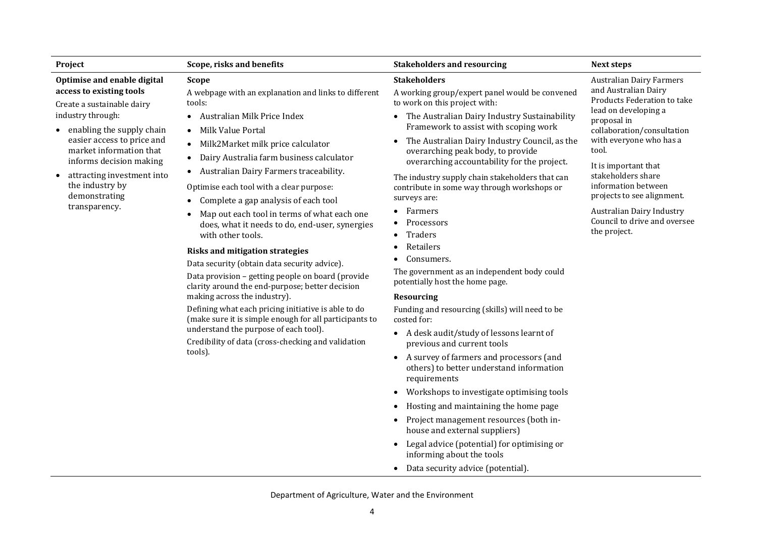| Project | Scope, risks and benefits | Stakeholders and resourcing | Next steps |
| --- | --- | --- | --- |
| **Optimise and enable digital access to existing tools**<br><br>Create a sustainable dairy industry through:<br>• enabling the supply chain easier access to price and market information that informs decision making<br>• attracting investment into the industry by demonstrating transparency. | **Scope**<br><br>A webpage with an explanation and links to different tools:<br>• Australian Milk Price Index<br>• Milk Value Portal<br>• Milk2Market milk price calculator<br>• Dairy Australia farm business calculator<br>• Australian Dairy Farmers traceability.<br><br>Optimise each tool with a clear purpose:<br>• Complete a gap analysis of each tool<br>• Map out each tool in terms of what each one does, what it needs to do, end-user, synergies with other tools.<br><br>**Risks and mitigation strategies**<br><br>Data security (obtain data security advice).<br><br>Data provision – getting people on board (provide clarity around the end-purpose; better decision making across the industry).<br><br>Defining what each pricing initiative is able to do (make sure it is simple enough for all participants to understand the purpose of each tool).<br><br>Credibility of data (cross-checking and validation tools). | **Stakeholders**<br><br>A working group/expert panel would be convened to work on this project with:<br>• The Australian Dairy Industry Sustainability Framework to assist with scoping work<br>• The Australian Dairy Industry Council, as the overarching peak body, to provide overarching accountability for the project.<br><br>The industry supply chain stakeholders that can contribute in some way through workshops or surveys are:<br>• Farmers<br>• Processors<br>• Traders<br>• Retailers<br>• Consumers.<br><br>The government as an independent body could potentially host the home page.<br><br>**Resourcing**<br><br>Funding and resourcing (skills) will need to be costed for:<br>• A desk audit/study of lessons learnt of previous and current tools<br>• A survey of farmers and processors (and others) to better understand information requirements<br>• Workshops to investigate optimising tools<br>• Hosting and maintaining the home page<br>• Project management resources (both in-house and external suppliers)<br>• Legal advice (potential) for optimising or informing about the tools<br>• Data security advice (potential). | Australian Dairy Farmers and Australian Dairy Products Federation to take lead on developing a proposal in collaboration/consultation with everyone who has a tool.<br><br>It is important that stakeholders share information between projects to see alignment.<br><br>Australian Dairy Industry Council to drive and oversee the project. |

Department of Agriculture, Water and the Environment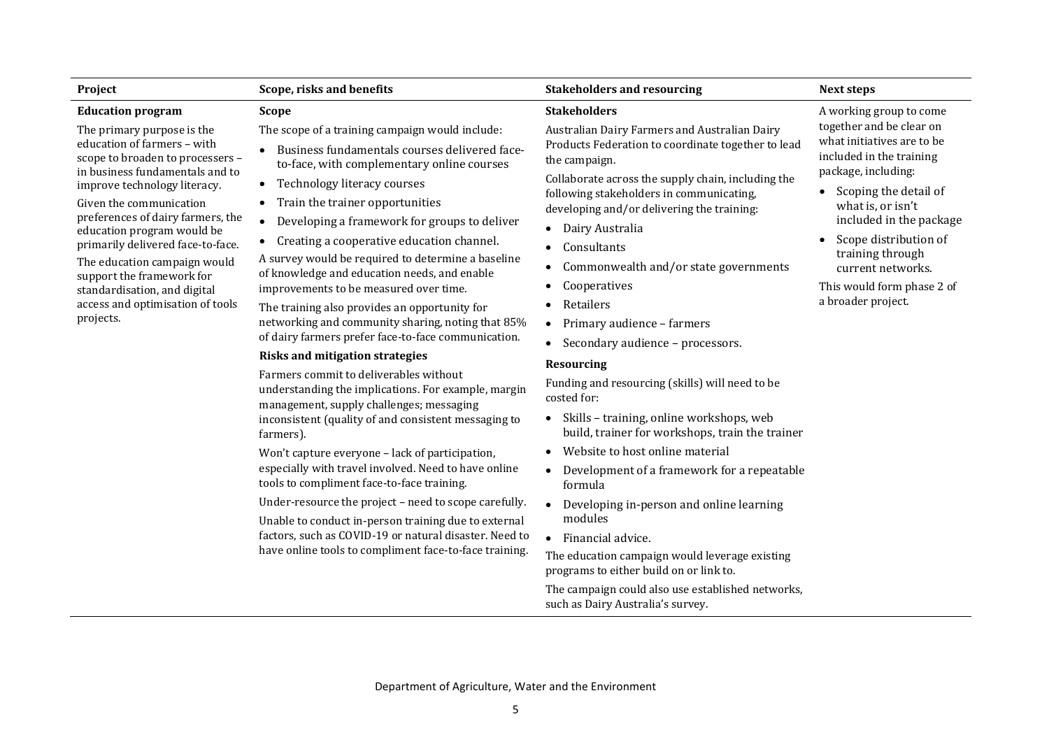| Project | Scope, risks and benefits | Stakeholders and resourcing | Next steps |
|---|---|---|---|
| **Education program**<br><br>The primary purpose is the education of farmers – with scope to broaden to processers – in business fundamentals and to improve technology literacy.<br><br>Given the communication preferences of dairy farmers, the education program would be primarily delivered face-to-face.<br><br>The education campaign would support the framework for standardisation, and digital access and optimisation of tools projects. | **Scope**<br><br>The scope of a training campaign would include:<br>• Business fundamentals courses delivered face-to-face, with complementary online courses<br>• Technology literacy courses<br>• Train the trainer opportunities<br>• Developing a framework for groups to deliver<br>• Creating a cooperative education channel.<br><br>A survey would be required to determine a baseline of knowledge and education needs, and enable improvements to be measured over time.<br><br>The training also provides an opportunity for networking and community sharing, noting that 85% of dairy farmers prefer face-to-face communication.<br><br>**Risks and mitigation strategies**<br><br>Farmers commit to deliverables without understanding the implications. For example, margin management, supply challenges; messaging inconsistent (quality of and consistent messaging to farmers).<br><br>Won't capture everyone – lack of participation, especially with travel involved. Need to have online tools to compliment face-to-face training.<br><br>Under-resource the project – need to scope carefully.<br><br>Unable to conduct in-person training due to external factors, such as COVID-19 or natural disaster. Need to have online tools to compliment face-to-face training. | **Stakeholders**<br><br>Australian Dairy Farmers and Australian Dairy Products Federation to coordinate together to lead the campaign.<br><br>Collaborate across the supply chain, including the following stakeholders in communicating, developing and/or delivering the training:<br>• Dairy Australia<br>• Consultants<br>• Commonwealth and/or state governments<br>• Cooperatives<br>• Retailers<br>• Primary audience – farmers<br>• Secondary audience – processors.<br><br>**Resourcing**<br><br>Funding and resourcing (skills) will need to be costed for:<br>• Skills – training, online workshops, web build, trainer for workshops, train the trainer<br>• Website to host online material<br>• Development of a framework for a repeatable formula<br>• Developing in-person and online learning modules<br>• Financial advice.<br><br>The education campaign would leverage existing programs to either build on or link to.<br><br>The campaign could also use established networks, such as Dairy Australia's survey. | A working group to come together and be clear on what initiatives are to be included in the training package, including:<br>• Scoping the detail of what is, or isn't included in the package<br>• Scope distribution of training through current networks.<br><br>This would form phase 2 of a broader project. |

Department of Agriculture, Water and the Environment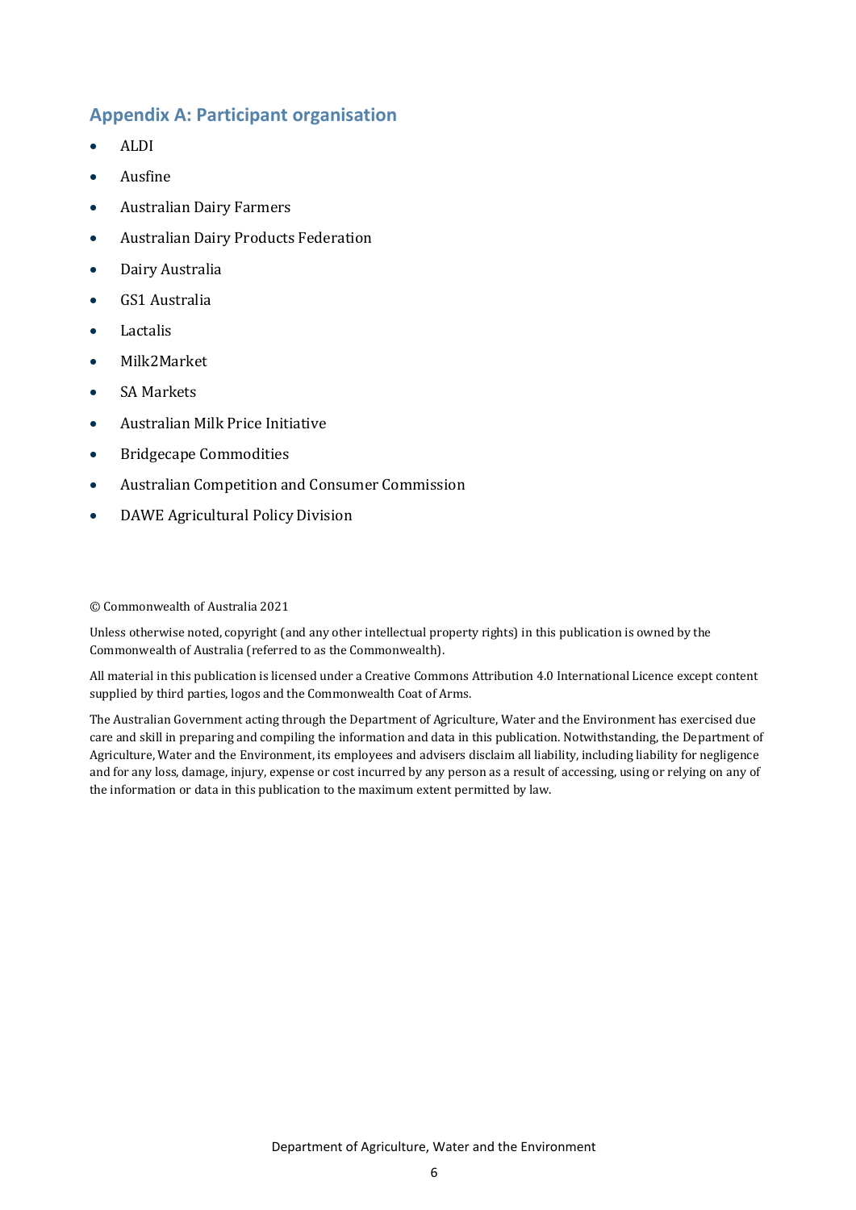## Appendix A: Participant organisation

- ALDI
- Ausfine
- Australian Dairy Farmers
- Australian Dairy Products Federation
- Dairy Australia
- GS1 Australia
- Lactalis
- Milk2Market
- SA Markets
- Australian Milk Price Initiative
- Bridgecape Commodities
- Australian Competition and Consumer Commission
- DAWE Agricultural Policy Division

© Commonwealth of Australia 2021

Unless otherwise noted, copyright (and any other intellectual property rights) in this publication is owned by the Commonwealth of Australia (referred to as the Commonwealth).

All material in this publication is licensed under a Creative Commons Attribution 4.0 International Licence except content supplied by third parties, logos and the Commonwealth Coat of Arms.

The Australian Government acting through the Department of Agriculture, Water and the Environment has exercised due care and skill in preparing and compiling the information and data in this publication. Notwithstanding, the Department of Agriculture, Water and the Environment, its employees and advisers disclaim all liability, including liability for negligence and for any loss, damage, injury, expense or cost incurred by any person as a result of accessing, using or relying on any of the information or data in this publication to the maximum extent permitted by law.